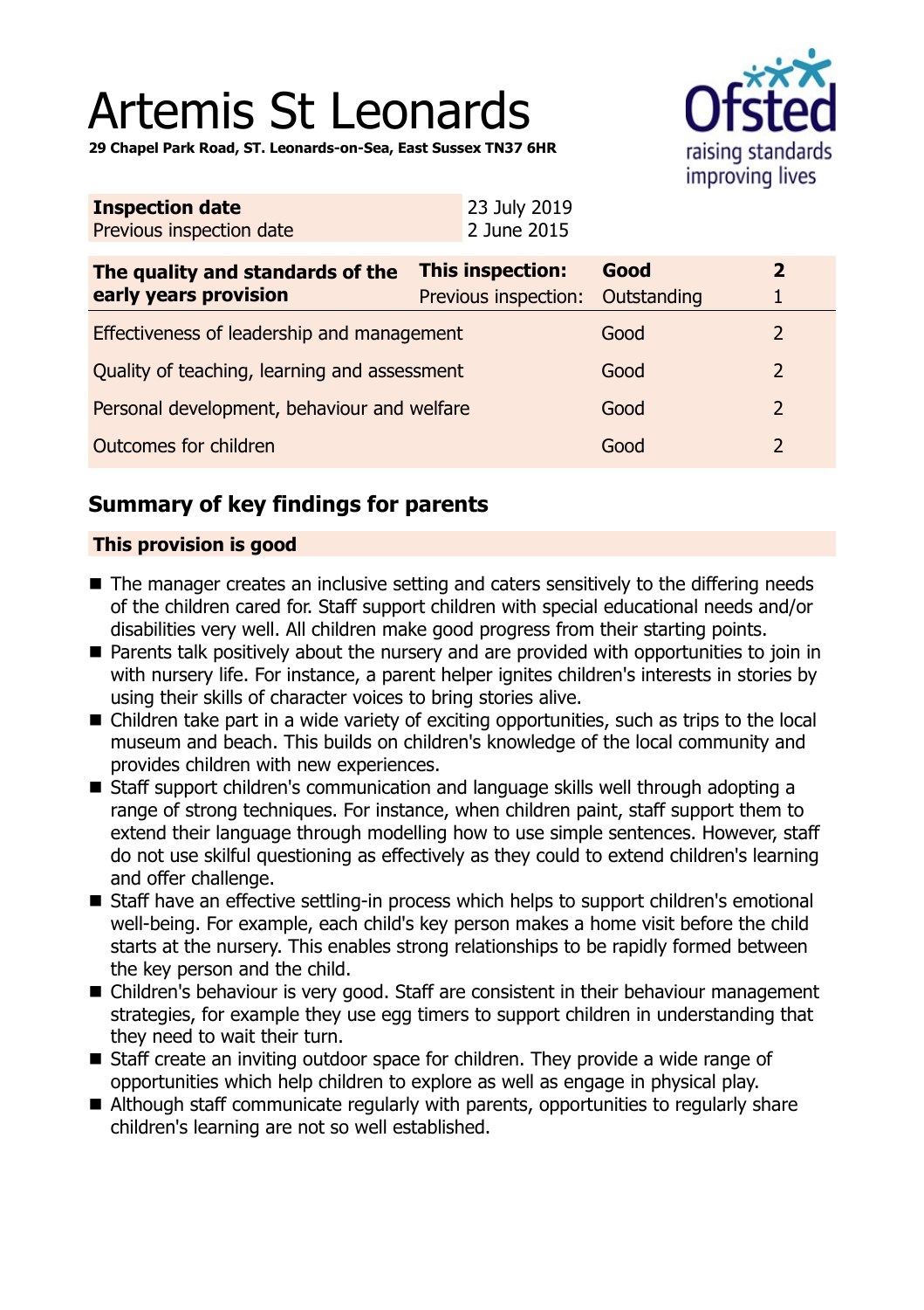# Artemis St Leonards

**29 Chapel Park Road, ST. Leonards-on-Sea, East Sussex TN37 6HR**

| **Inspection date** | 23 July 2019 |
|---|---|
| Previous inspection date | 2 June 2015 |

| **The quality and standards of the early years provision** | **This inspection:** | **Good** | **2** |
|---|---|---|---|
| | Previous inspection: | Outstanding | 1 |
| Effectiveness of leadership and management | | Good | 2 |
| Quality of teaching, learning and assessment | | Good | 2 |
| Personal development, behaviour and welfare | | Good | 2 |
| Outcomes for children | | Good | 2 |

## Summary of key findings for parents

### This provision is good

- The manager creates an inclusive setting and caters sensitively to the differing needs of the children cared for. Staff support children with special educational needs and/or disabilities very well. All children make good progress from their starting points.
- Parents talk positively about the nursery and are provided with opportunities to join in with nursery life. For instance, a parent helper ignites children's interests in stories by using their skills of character voices to bring stories alive.
- Children take part in a wide variety of exciting opportunities, such as trips to the local museum and beach. This builds on children's knowledge of the local community and provides children with new experiences.
- Staff support children's communication and language skills well through adopting a range of strong techniques. For instance, when children paint, staff support them to extend their language through modelling how to use simple sentences. However, staff do not use skilful questioning as effectively as they could to extend children's learning and offer challenge.
- Staff have an effective settling-in process which helps to support children's emotional well-being. For example, each child's key person makes a home visit before the child starts at the nursery. This enables strong relationships to be rapidly formed between the key person and the child.
- Children's behaviour is very good. Staff are consistent in their behaviour management strategies, for example they use egg timers to support children in understanding that they need to wait their turn.
- Staff create an inviting outdoor space for children. They provide a wide range of opportunities which help children to explore as well as engage in physical play.
- Although staff communicate regularly with parents, opportunities to regularly share children's learning are not so well established.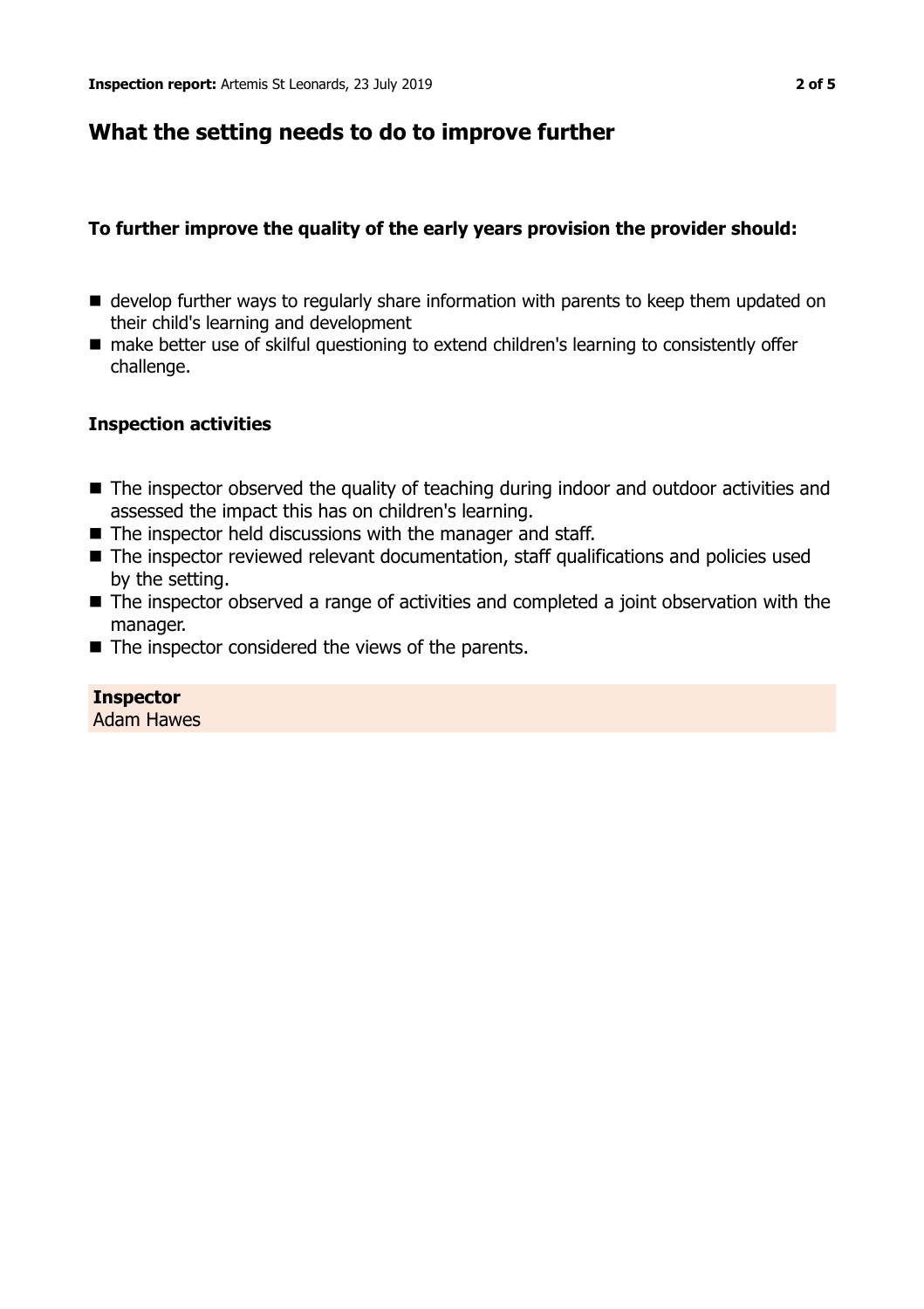## What the setting needs to do to improve further

**To further improve the quality of the early years provision the provider should:**

- develop further ways to regularly share information with parents to keep them updated on their child's learning and development
- make better use of skilful questioning to extend children's learning to consistently offer challenge.

### Inspection activities

- The inspector observed the quality of teaching during indoor and outdoor activities and assessed the impact this has on children's learning.
- The inspector held discussions with the manager and staff.
- The inspector reviewed relevant documentation, staff qualifications and policies used by the setting.
- The inspector observed a range of activities and completed a joint observation with the manager.
- The inspector considered the views of the parents.

**Inspector**
Adam Hawes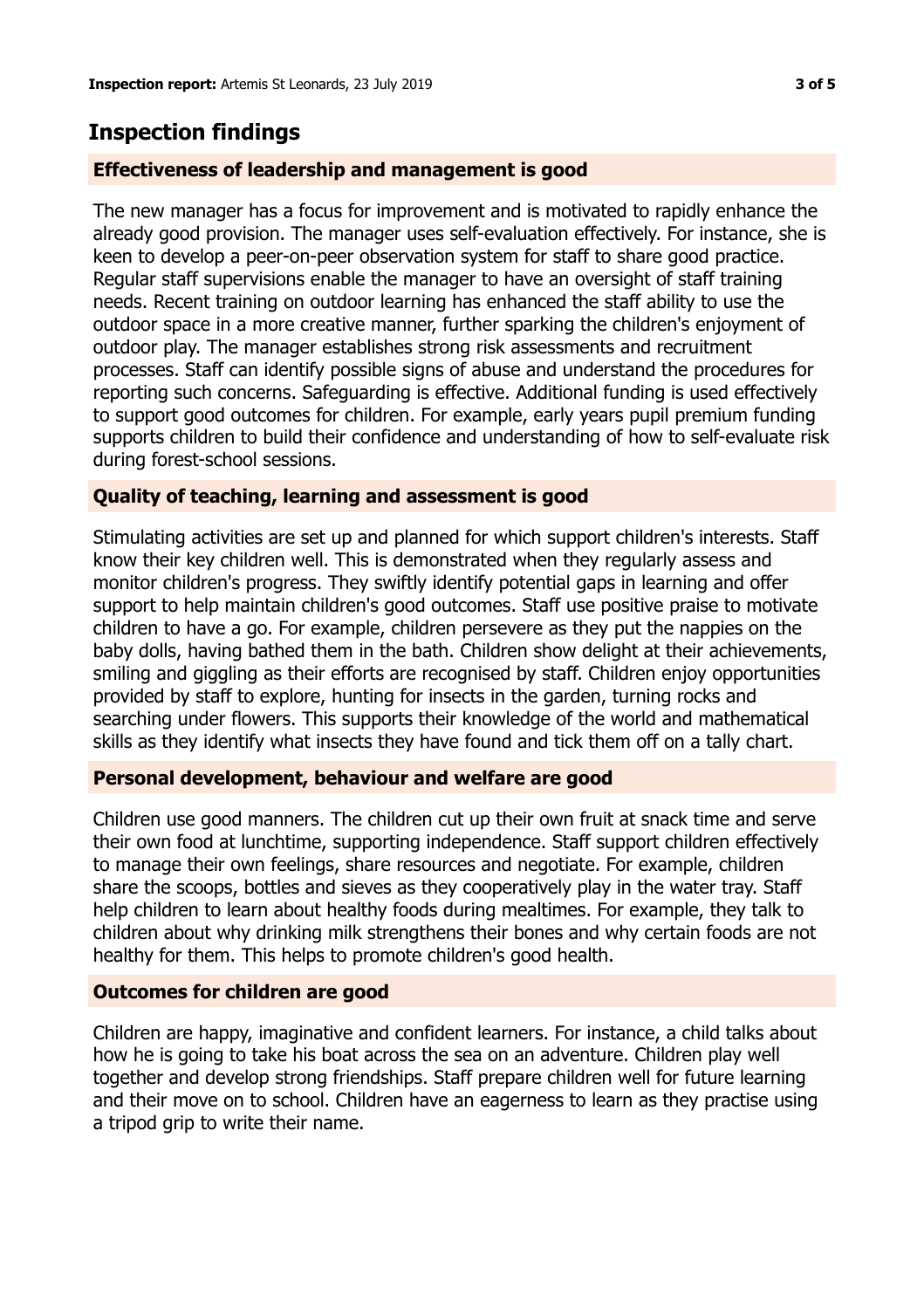## Inspection findings

### Effectiveness of leadership and management is good

The new manager has a focus for improvement and is motivated to rapidly enhance the already good provision. The manager uses self-evaluation effectively. For instance, she is keen to develop a peer-on-peer observation system for staff to share good practice. Regular staff supervisions enable the manager to have an oversight of staff training needs. Recent training on outdoor learning has enhanced the staff ability to use the outdoor space in a more creative manner, further sparking the children's enjoyment of outdoor play. The manager establishes strong risk assessments and recruitment processes. Staff can identify possible signs of abuse and understand the procedures for reporting such concerns. Safeguarding is effective. Additional funding is used effectively to support good outcomes for children. For example, early years pupil premium funding supports children to build their confidence and understanding of how to self-evaluate risk during forest-school sessions.

### Quality of teaching, learning and assessment is good

Stimulating activities are set up and planned for which support children's interests. Staff know their key children well. This is demonstrated when they regularly assess and monitor children's progress. They swiftly identify potential gaps in learning and offer support to help maintain children's good outcomes. Staff use positive praise to motivate children to have a go. For example, children persevere as they put the nappies on the baby dolls, having bathed them in the bath. Children show delight at their achievements, smiling and giggling as their efforts are recognised by staff. Children enjoy opportunities provided by staff to explore, hunting for insects in the garden, turning rocks and searching under flowers. This supports their knowledge of the world and mathematical skills as they identify what insects they have found and tick them off on a tally chart.

### Personal development, behaviour and welfare are good

Children use good manners. The children cut up their own fruit at snack time and serve their own food at lunchtime, supporting independence. Staff support children effectively to manage their own feelings, share resources and negotiate. For example, children share the scoops, bottles and sieves as they cooperatively play in the water tray. Staff help children to learn about healthy foods during mealtimes. For example, they talk to children about why drinking milk strengthens their bones and why certain foods are not healthy for them. This helps to promote children's good health.

### Outcomes for children are good

Children are happy, imaginative and confident learners. For instance, a child talks about how he is going to take his boat across the sea on an adventure. Children play well together and develop strong friendships. Staff prepare children well for future learning and their move on to school. Children have an eagerness to learn as they practise using a tripod grip to write their name.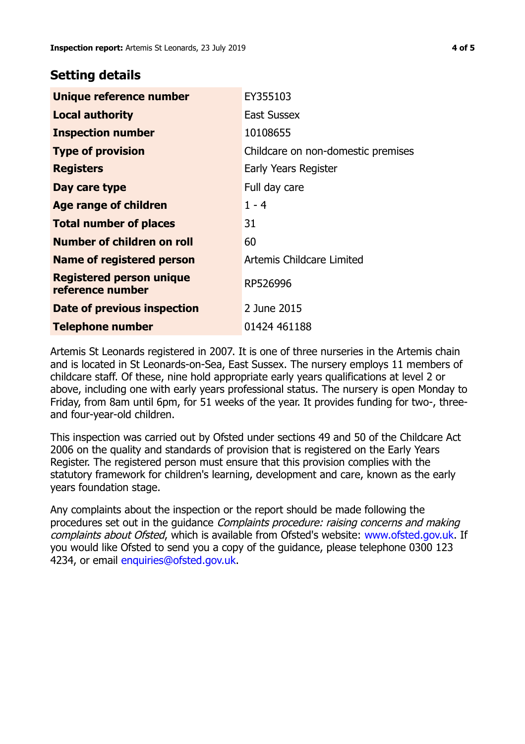## Setting details

| | |
|---|---|
| **Unique reference number** | EY355103 |
| **Local authority** | East Sussex |
| **Inspection number** | 10108655 |
| **Type of provision** | Childcare on non-domestic premises |
| **Registers** | Early Years Register |
| **Day care type** | Full day care |
| **Age range of children** | 1 - 4 |
| **Total number of places** | 31 |
| **Number of children on roll** | 60 |
| **Name of registered person** | Artemis Childcare Limited |
| **Registered person unique reference number** | RP526996 |
| **Date of previous inspection** | 2 June 2015 |
| **Telephone number** | 01424 461188 |

Artemis St Leonards registered in 2007. It is one of three nurseries in the Artemis chain and is located in St Leonards-on-Sea, East Sussex. The nursery employs 11 members of childcare staff. Of these, nine hold appropriate early years qualifications at level 2 or above, including one with early years professional status. The nursery is open Monday to Friday, from 8am until 6pm, for 51 weeks of the year. It provides funding for two-, three- and four-year-old children.

This inspection was carried out by Ofsted under sections 49 and 50 of the Childcare Act 2006 on the quality and standards of provision that is registered on the Early Years Register. The registered person must ensure that this provision complies with the statutory framework for children's learning, development and care, known as the early years foundation stage.

Any complaints about the inspection or the report should be made following the procedures set out in the guidance *Complaints procedure: raising concerns and making complaints about Ofsted*, which is available from Ofsted's website: www.ofsted.gov.uk. If you would like Ofsted to send you a copy of the guidance, please telephone 0300 123 4234, or email enquiries@ofsted.gov.uk.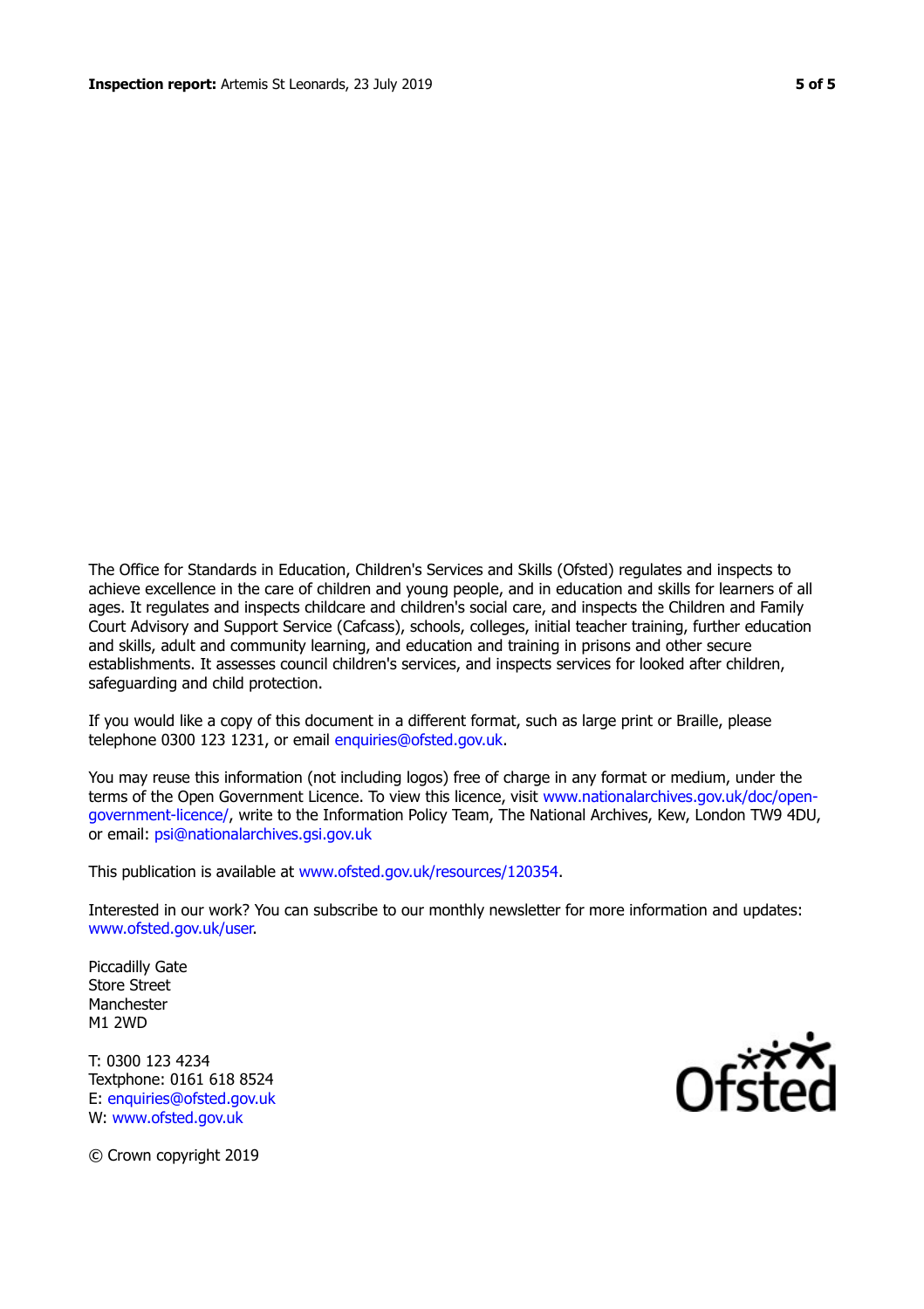The Office for Standards in Education, Children's Services and Skills (Ofsted) regulates and inspects to achieve excellence in the care of children and young people, and in education and skills for learners of all ages. It regulates and inspects childcare and children's social care, and inspects the Children and Family Court Advisory and Support Service (Cafcass), schools, colleges, initial teacher training, further education and skills, adult and community learning, and education and training in prisons and other secure establishments. It assesses council children's services, and inspects services for looked after children, safeguarding and child protection.

If you would like a copy of this document in a different format, such as large print or Braille, please telephone 0300 123 1231, or email enquiries@ofsted.gov.uk.

You may reuse this information (not including logos) free of charge in any format or medium, under the terms of the Open Government Licence. To view this licence, visit www.nationalarchives.gov.uk/doc/open-government-licence/, write to the Information Policy Team, The National Archives, Kew, London TW9 4DU, or email: psi@nationalarchives.gsi.gov.uk

This publication is available at www.ofsted.gov.uk/resources/120354.

Interested in our work? You can subscribe to our monthly newsletter for more information and updates: www.ofsted.gov.uk/user.

Piccadilly Gate
Store Street
Manchester
M1 2WD

T: 0300 123 4234
Textphone: 0161 618 8524
E: enquiries@ofsted.gov.uk
W: www.ofsted.gov.uk

© Crown copyright 2019